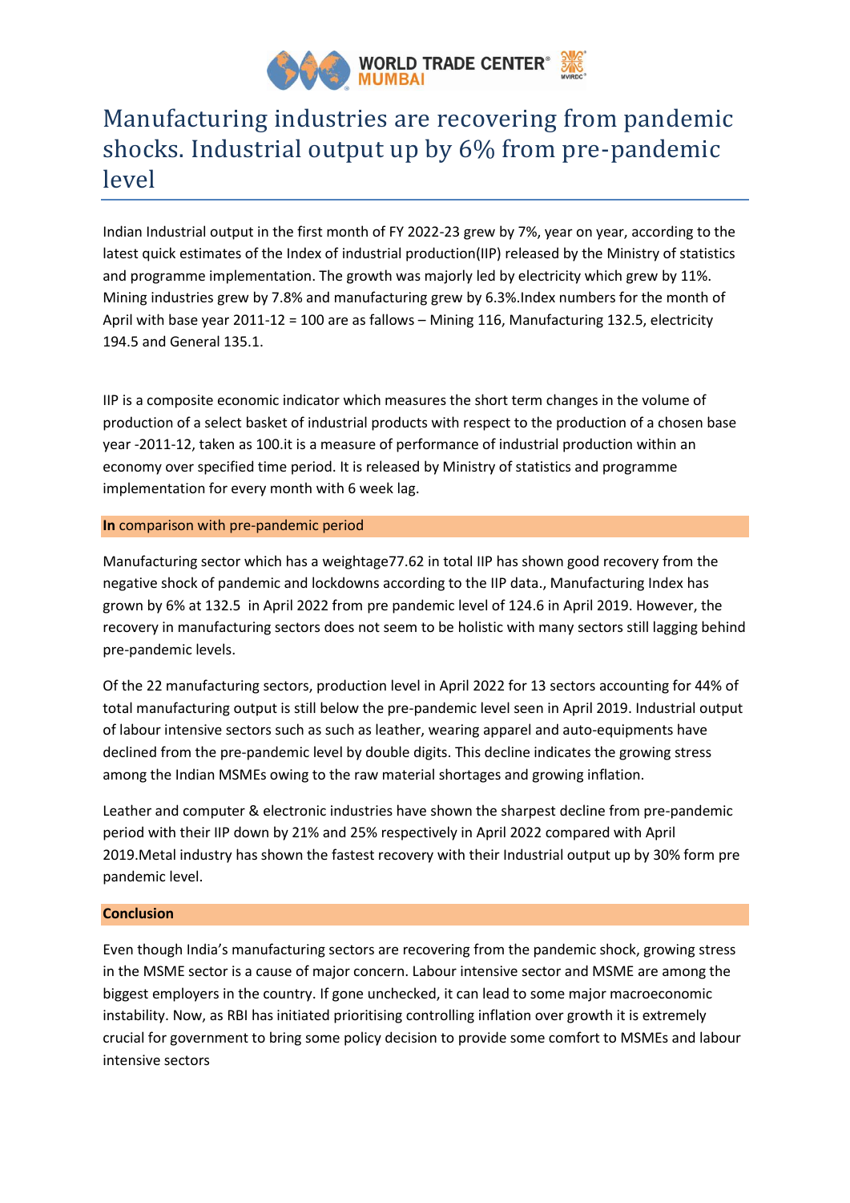# Manufacturing industries are recovering from pandemic shocks. Industrial output up by 6% from pre-pandemic level

Indian Industrial output in the first month of FY 2022-23 grew by 7%, year on year, according to the latest quick estimates of the Index of industrial production(IIP) released by the Ministry of statistics and programme implementation. The growth was majorly led by electricity which grew by 11%. Mining industries grew by 7.8% and manufacturing grew by 6.3%.Index numbers for the month of April with base year 2011-12 = 100 are as fallows – Mining 116, Manufacturing 132.5, electricity 194.5 and General 135.1.

IIP is a composite economic indicator which measures the short term changes in the volume of production of a select basket of industrial products with respect to the production of a chosen base year -2011-12, taken as 100.it is a measure of performance of industrial production within an economy over specified time period. It is released by Ministry of statistics and programme implementation for every month with 6 week lag.

## **In** comparison with pre-pandemic period

Manufacturing sector which has a weightage77.62 in total IIP has shown good recovery from the negative shock of pandemic and lockdowns according to the IIP data., Manufacturing Index has grown by 6% at 132.5 in April 2022 from pre pandemic level of 124.6 in April 2019. However, the recovery in manufacturing sectors does not seem to be holistic with many sectors still lagging behind pre-pandemic levels.

Of the 22 manufacturing sectors, production level in April 2022 for 13 sectors accounting for 44% of total manufacturing output is still below the pre-pandemic level seen in April 2019. Industrial output of labour intensive sectors such as such as leather, wearing apparel and auto-equipments have declined from the pre-pandemic level by double digits. This decline indicates the growing stress among the Indian MSMEs owing to the raw material shortages and growing inflation.

Leather and computer & electronic industries have shown the sharpest decline from pre-pandemic period with their IIP down by 21% and 25% respectively in April 2022 compared with April 2019.Metal industry has shown the fastest recovery with their Industrial output up by 30% form pre pandemic level.

## Conclusion

Even though India's manufacturing sectors are recovering from the pandemic shock, growing stress in the MSME sector is a cause of major concern. Labour intensive sector and MSME are among the biggest employers in the country. If gone unchecked, it can lead to some major macroeconomic instability. Now, as RBI has initiated prioritising controlling inflation over growth it is extremely crucial for government to bring some policy decision to provide some comfort to MSMEs and labour intensive sectors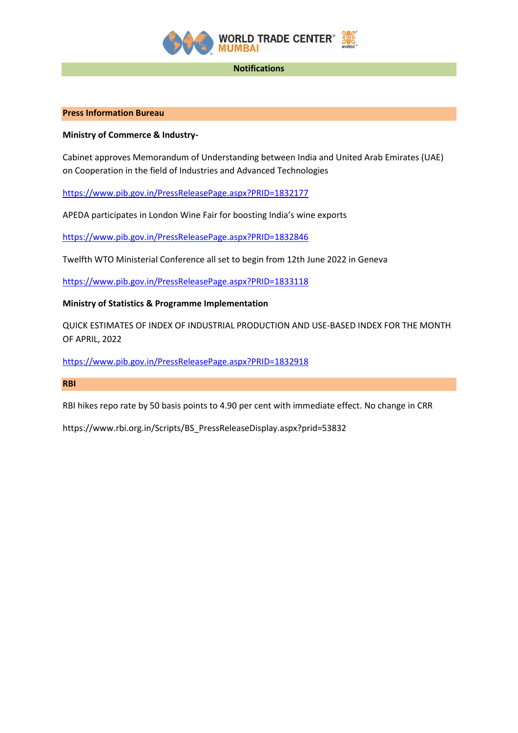## Notifications

### Press Information Bureau

**Ministry of Commerce & Industry-**

Cabinet approves Memorandum of Understanding between India and United Arab Emirates (UAE) on Cooperation in the field of Industries and Advanced Technologies

https://www.pib.gov.in/PressReleasePage.aspx?PRID=1832177

APEDA participates in London Wine Fair for boosting India's wine exports

https://www.pib.gov.in/PressReleasePage.aspx?PRID=1832846

Twelfth WTO Ministerial Conference all set to begin from 12th June 2022 in Geneva

https://www.pib.gov.in/PressReleasePage.aspx?PRID=1833118

**Ministry of Statistics & Programme Implementation**

QUICK ESTIMATES OF INDEX OF INDUSTRIAL PRODUCTION AND USE-BASED INDEX FOR THE MONTH OF APRIL, 2022

https://www.pib.gov.in/PressReleasePage.aspx?PRID=1832918

### RBI

RBI hikes repo rate by 50 basis points to 4.90 per cent with immediate effect. No change in CRR

https://www.rbi.org.in/Scripts/BS_PressReleaseDisplay.aspx?prid=53832